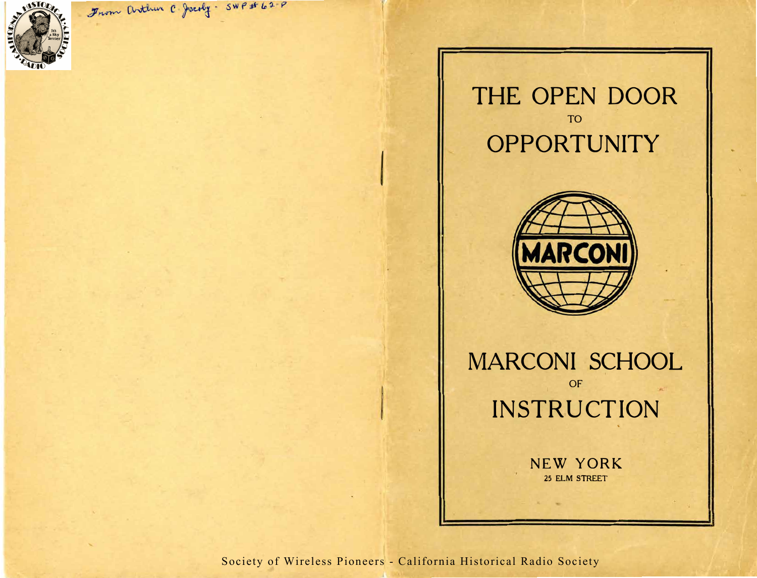From Arthur C. Jacoby - SWP #62-P

# THE OPEN DOOR

TO

# OPPORTUNITY

MARCONI

# MARCONI SCHOOL

OF

# INSTRUCTION

NEW YORK

25 ELM STREET

Society of Wireless Pioneers - California Historical Radio Society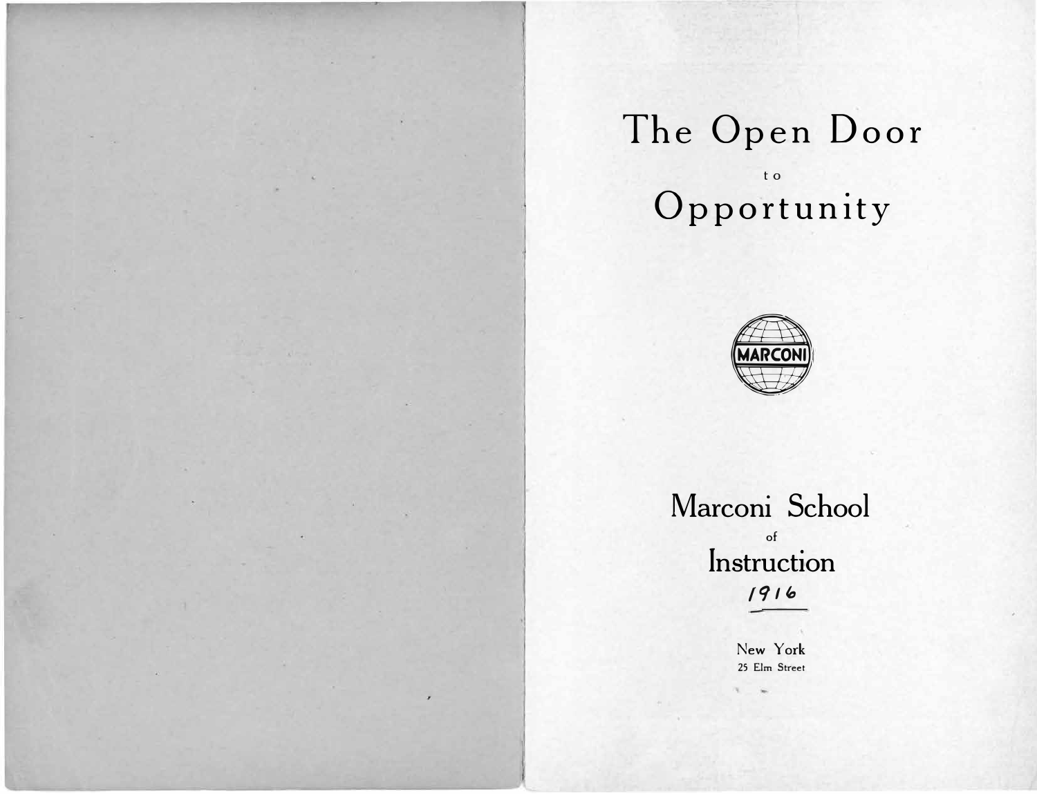# The Open Door

to

# Opportunity

MARCONI

## Marconi School

of

## Instruction

*1916*

New York

25 Elm Street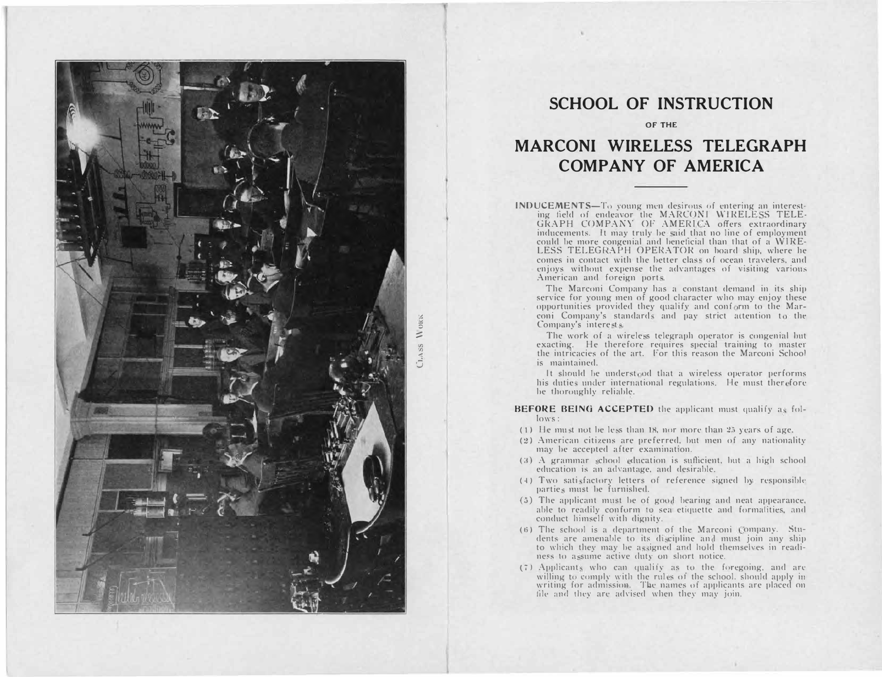Class Work

# SCHOOL OF INSTRUCTION

OF THE

# MARCONI WIRELESS TELEGRAPH COMPANY OF AMERICA

**INDUCEMENTS**—To young men desirous of entering an interesting field of endeavor the MARCONI WIRELESS TELEGRAPH COMPANY OF AMERICA offers extraordinary inducements. It may truly be said that no line of employment could be more congenial and beneficial than that of a WIRELESS TELEGRAPH OPERATOR on board ship, where he comes in contact with the better class of ocean travelers, and enjoys without expense the advantages of visiting various American and foreign ports.

The Marconi Company has a constant demand in its ship service for young men of good character who may enjoy these opportunities provided they qualify and conform to the Marconi Company's standards and pay strict attention to the Company's interests.

The work of a wireless telegraph operator is congenial but exacting. He therefore requires special training to master the intricacies of the art. For this reason the Marconi School is maintained.

It should be understood that a wireless operator performs his duties under international regulations. He must therefore be thoroughly reliable.

**BEFORE BEING ACCEPTED** the applicant must qualify as follows:

(1) He must not be less than 18, nor more than 25 years of age.

(2) American citizens are preferred, but men of any nationality may be accepted after examination.

(3) A grammar school education is sufficient, but a high school education is an advantage, and desirable.

(4) Two satisfactory letters of reference signed by responsible parties must be furnished.

(5) The applicant must be of good bearing and neat appearance, able to readily conform to sea etiquette and formalities, and conduct himself with dignity.

(6) The school is a department of the Marconi Company. Students are amenable to its discipline and must join any ship to which they may be assigned and hold themselves in readiness to assume active duty on short notice.

(7) Applicants who can qualify as to the foregoing, and are willing to comply with the rules of the school, should apply in writing for admission. The names of applicants are placed on file and they are advised when they may join.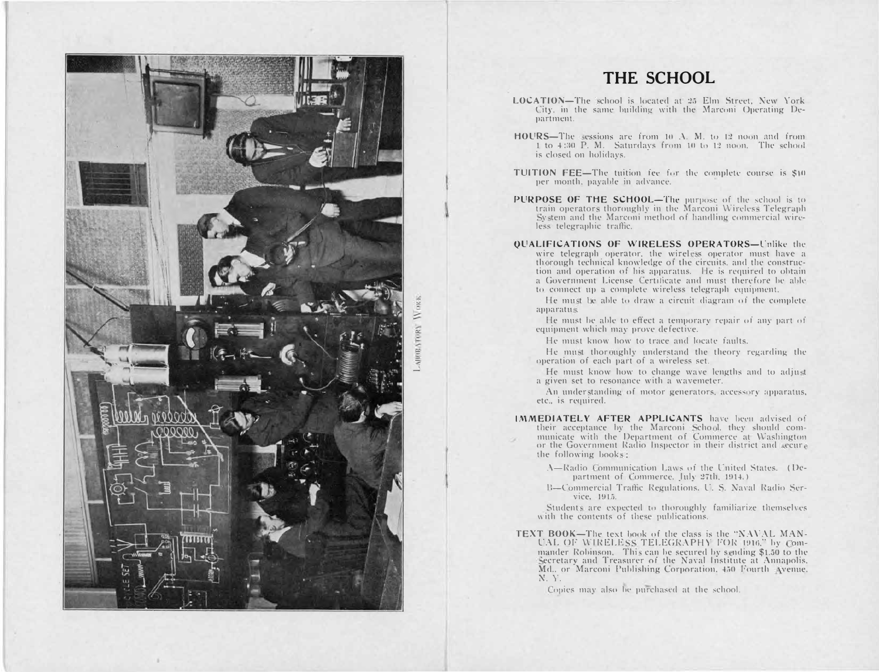Laboratory Work

# THE SCHOOL

**LOCATION**—The school is located at 25 Elm Street, New York City, in the same building with the Marconi Operating Department.

**HOURS**—The sessions are from 10 A. M. to 12 noon and from 1 to 4:30 P. M. Saturdays from 10 to 12 noon. The school is closed on holidays.

**TUITION FEE**—The tuition fee for the complete course is $10 per month, payable in advance.

**PURPOSE OF THE SCHOOL**—The purpose of the school is to train operators thoroughly in the Marconi Wireless Telegraph System and the Marconi method of handling commercial wireless telegraphic traffic.

**QUALIFICATIONS OF WIRELESS OPERATORS**—Unlike the wire telegraph operator, the wireless operator must have a thorough technical knowledge of the circuits, and the construction and operation of his apparatus. He is required to obtain a Government License Certificate and must therefore be able to connect up a complete wireless telegraph equipment.

He must be able to draw a circuit diagram of the complete apparatus.

He must be able to effect a temporary repair of any part of equipment which may prove defective.

He must know how to trace and locate faults.

He must thoroughly understand the theory regarding the operation of each part of a wireless set.

He must know how to change wave lengths and to adjust a given set to resonance with a wavemeter.

An understanding of motor generators, accessory apparatus, etc., is required.

**IMMEDIATELY AFTER APPLICANTS** have been advised of their acceptance by the Marconi School, they should communicate with the Department of Commerce at Washington or the Government Radio Inspector in their district and secure the following books:

A—Radio Communication Laws of the United States. (Department of Commerce, July 27th, 1914.)

B—Commercial Traffic Regulations, U. S. Naval Radio Service, 1915.

Students are expected to thoroughly familiarize themselves with the contents of these publications.

**TEXT BOOK**—The text book of the class is the "NAVAL MANUAL OF WIRELESS TELEGRAPHY FOR 1916," by Commander Robinson. This can be secured by sending $1.50 to the Secretary and Treasurer of the Naval Institute at Annapolis, Md., or Marconi Publishing Corporation, 450 Fourth Avenue, N. Y.

Copies may also be purchased at the school.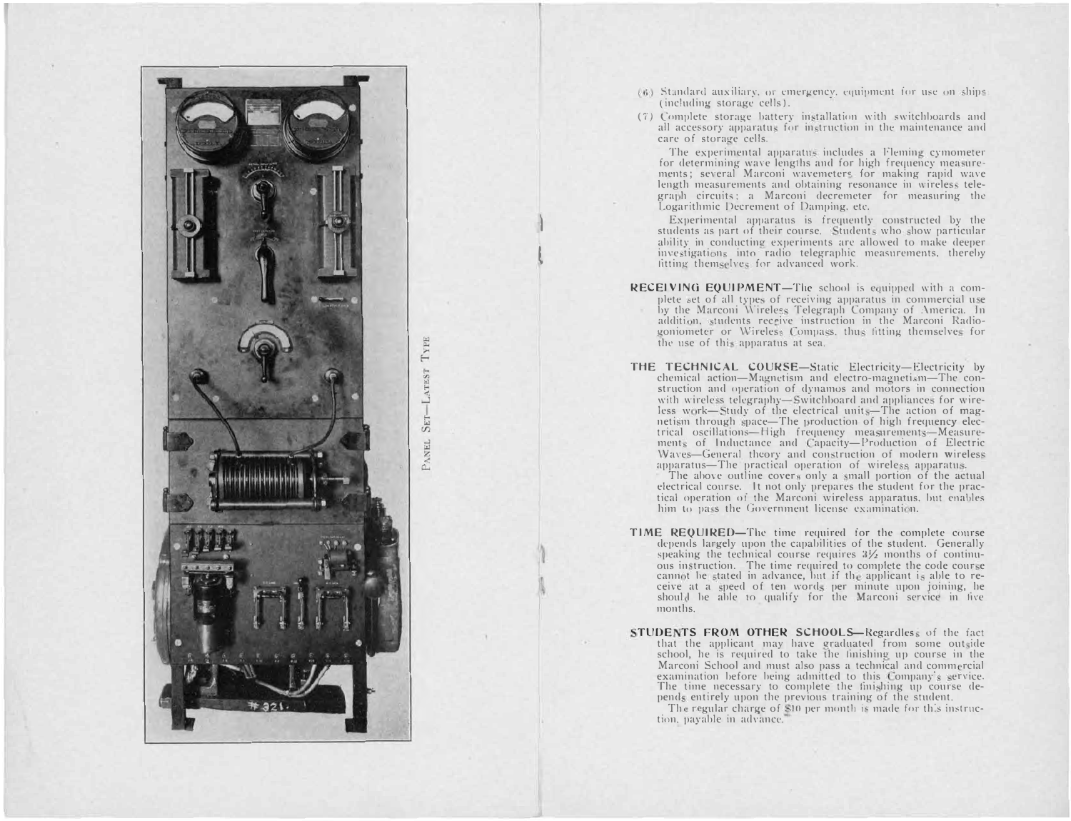PANEL SET—LATEST TYPE

(6) Standard auxiliary, or emergency, equipment for use on ships (including storage cells).

(7) Complete storage battery installation with switchboards and all accessory apparatus for instruction in the maintenance and care of storage cells.

The experimental apparatus includes a Fleming cymometer for determining wave lengths and for high frequency measurements; several Marconi wavemeters for making rapid wave length measurements and obtaining resonance in wireless telegraph circuits; a Marconi decremeter for measuring the Logarithmic Decrement of Damping, etc.

Experimental apparatus is frequently constructed by the students as part of their course. Students who show particular ability in conducting experiments are allowed to make deeper investigations into radio telegraphic measurements, thereby fitting themselves for advanced work.

**RECEIVING EQUIPMENT**—The school is equipped with a complete set of all types of receiving apparatus in commercial use by the Marconi Wireless Telegraph Company of America. In addition, students receive instruction in the Marconi Radiogoniometer or Wireless Compass, thus fitting themselves for the use of this apparatus at sea.

**THE TECHNICAL COURSE**—Static Electricity—Electricity by chemical action—Magnetism and electro-magnetism—The construction and operation of dynamos and motors in connection with wireless telegraphy—Switchboard and appliances for wireless work—Study of the electrical units—The action of magnetism through space—The production of high frequency electrical oscillations—High frequency measurements—Measurements of Inductance and Capacity—Production of Electric Waves—General theory and construction of modern wireless apparatus—The practical operation of wireless apparatus.

The above outline covers only a small portion of the actual electrical course. It not only prepares the student for the practical operation of the Marconi wireless apparatus, but enables him to pass the Government license examination.

**TIME REQUIRED**—The time required for the complete course depends largely upon the capabilities of the student. Generally speaking the technical course requires 3½ months of continuous instruction. The time required to complete the code course cannot be stated in advance, but if the applicant is able to receive at a speed of ten words per minute upon joining, he should be able to qualify for the Marconi service in five months.

**STUDENTS FROM OTHER SCHOOLS**—Regardless of the fact that the applicant may have graduated from some outside school, he is required to take the finishing up course in the Marconi School and must also pass a technical and commercial examination before being admitted to this Company's service. The time necessary to complete the finishing up course depends entirely upon the previous training of the student.

The regular charge of $10 per month is made for this instruction, payable in advance.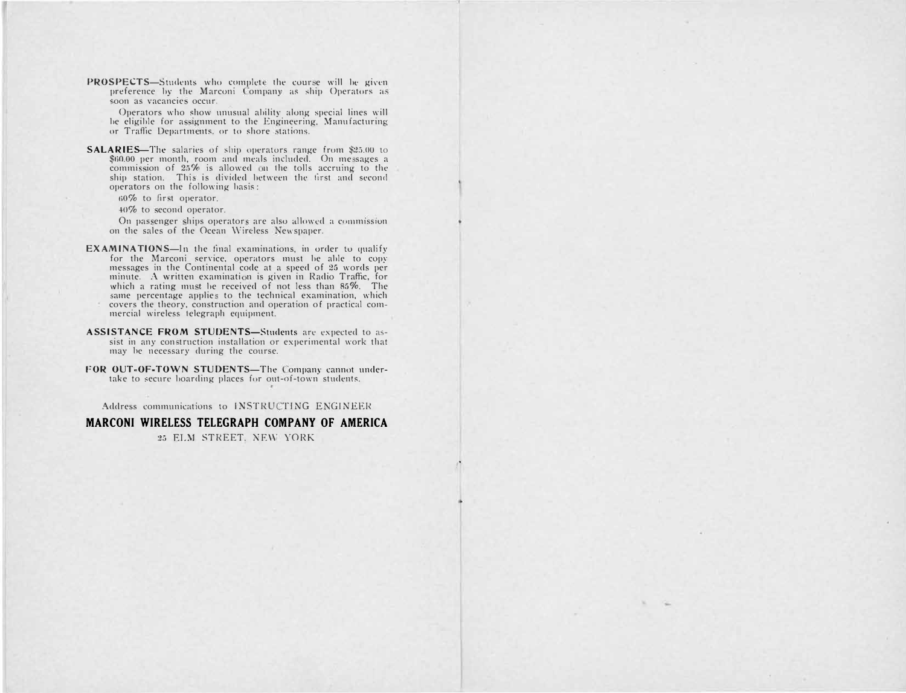**PROSPECTS**—Students who complete the course will be given preference by the Marconi Company as ship Operators as soon as vacancies occur.

Operators who show unusual ability along special lines will be eligible for assignment to the Engineering, Manufacturing or Traffic Departments, or to shore stations.

**SALARIES**—The salaries of ship operators range from $25.00 to $60.00 per month, room and meals included. On messages a commission of 25% is allowed on the tolls accruing to the ship station. This is divided between the first and second operators on the following basis:

60% to first operator.

40% to second operator.

On passenger ships operators are also allowed a commission on the sales of the Ocean Wireless Newspaper.

**EXAMINATIONS**—In the final examinations, in order to qualify for the Marconi service, operators must be able to copy messages in the Continental code at a speed of 25 words per minute. A written examination is given in Radio Traffic, for which a rating must be received of not less than 85%. The same percentage applies to the technical examination, which covers the theory, construction and operation of practical commercial wireless telegraph equipment.

**ASSISTANCE FROM STUDENTS**—Students are expected to assist in any construction installation or experimental work that may be necessary during the course.

**FOR OUT-OF-TOWN STUDENTS**—The Company cannot undertake to secure boarding places for out-of-town students.

Address communications to INSTRUCTING ENGINEER

**MARCONI WIRELESS TELEGRAPH COMPANY OF AMERICA**

25 ELM STREET, NEW YORK